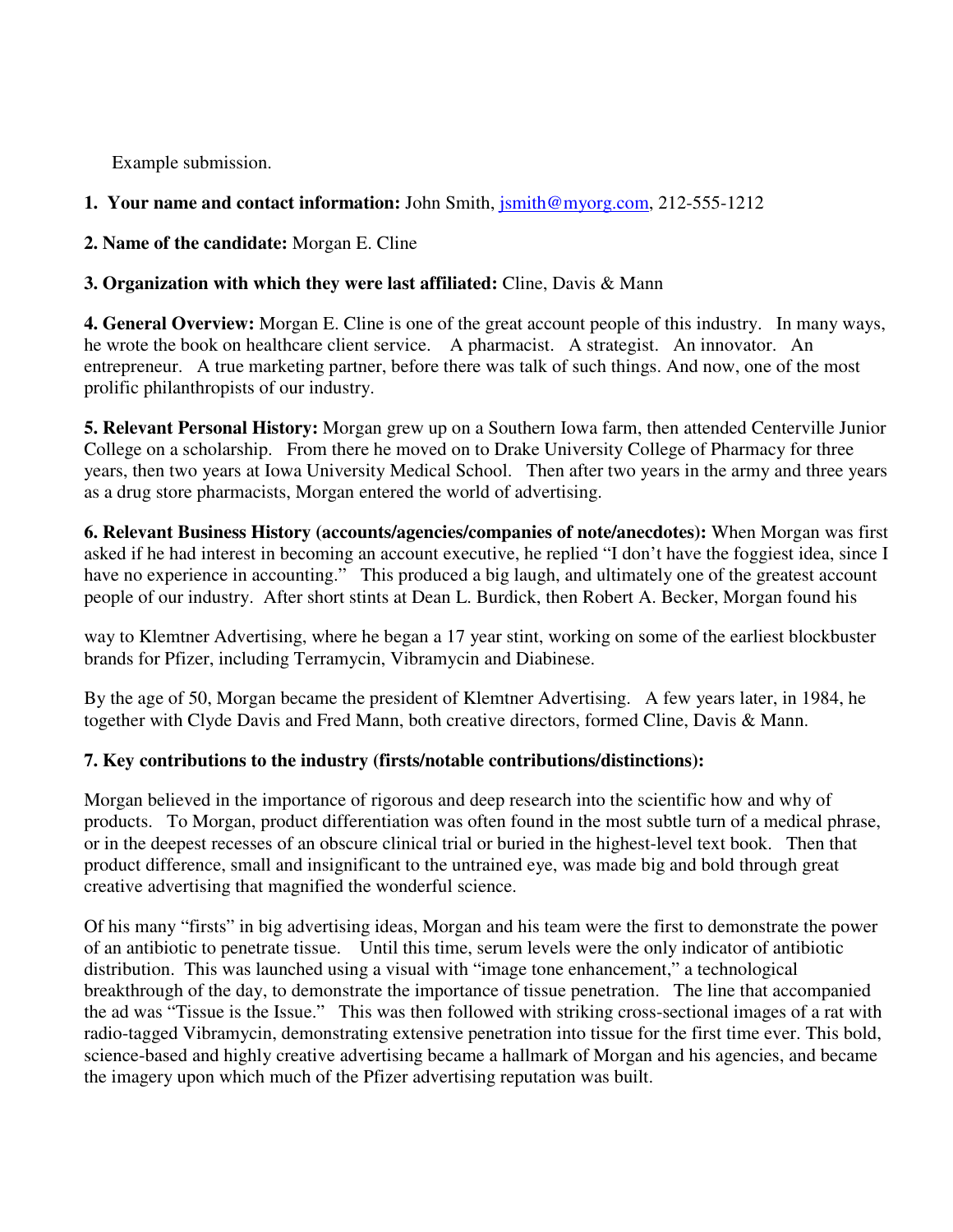Example submission.

**1. Your name and contact information:** John Smith, jsmith@myorg.com, 212-555-1212

**2. Name of the candidate:** Morgan E. Cline

**3. Organization with which they were last affiliated:** Cline, Davis & Mann

**4. General Overview:** Morgan E. Cline is one of the great account people of this industry. In many ways, he wrote the book on healthcare client service. A pharmacist. A strategist. An innovator. An entrepreneur. A true marketing partner, before there was talk of such things. And now, one of the most prolific philanthropists of our industry.

**5. Relevant Personal History:** Morgan grew up on a Southern Iowa farm, then attended Centerville Junior College on a scholarship. From there he moved on to Drake University College of Pharmacy for three years, then two years at Iowa University Medical School. Then after two years in the army and three years as a drug store pharmacists, Morgan entered the world of advertising.

**6. Relevant Business History (accounts/agencies/companies of note/anecdotes):** When Morgan was first asked if he had interest in becoming an account executive, he replied "I don't have the foggiest idea, since I have no experience in accounting." This produced a big laugh, and ultimately one of the greatest account people of our industry. After short stints at Dean L. Burdick, then Robert A. Becker, Morgan found his way to Klemtner Advertising, where he began a 17 year stint, working on some of the earliest blockbuster brands for Pfizer, including Terramycin, Vibramycin and Diabinese.

By the age of 50, Morgan became the president of Klemtner Advertising. A few years later, in 1984, he together with Clyde Davis and Fred Mann, both creative directors, formed Cline, Davis & Mann.

**7. Key contributions to the industry (firsts/notable contributions/distinctions):**

Morgan believed in the importance of rigorous and deep research into the scientific how and why of products. To Morgan, product differentiation was often found in the most subtle turn of a medical phrase, or in the deepest recesses of an obscure clinical trial or buried in the highest-level text book. Then that product difference, small and insignificant to the untrained eye, was made big and bold through great creative advertising that magnified the wonderful science.

Of his many "firsts" in big advertising ideas, Morgan and his team were the first to demonstrate the power of an antibiotic to penetrate tissue. Until this time, serum levels were the only indicator of antibiotic distribution. This was launched using a visual with "image tone enhancement," a technological breakthrough of the day, to demonstrate the importance of tissue penetration. The line that accompanied the ad was "Tissue is the Issue." This was then followed with striking cross-sectional images of a rat with radio-tagged Vibramycin, demonstrating extensive penetration into tissue for the first time ever. This bold, science-based and highly creative advertising became a hallmark of Morgan and his agencies, and became the imagery upon which much of the Pfizer advertising reputation was built.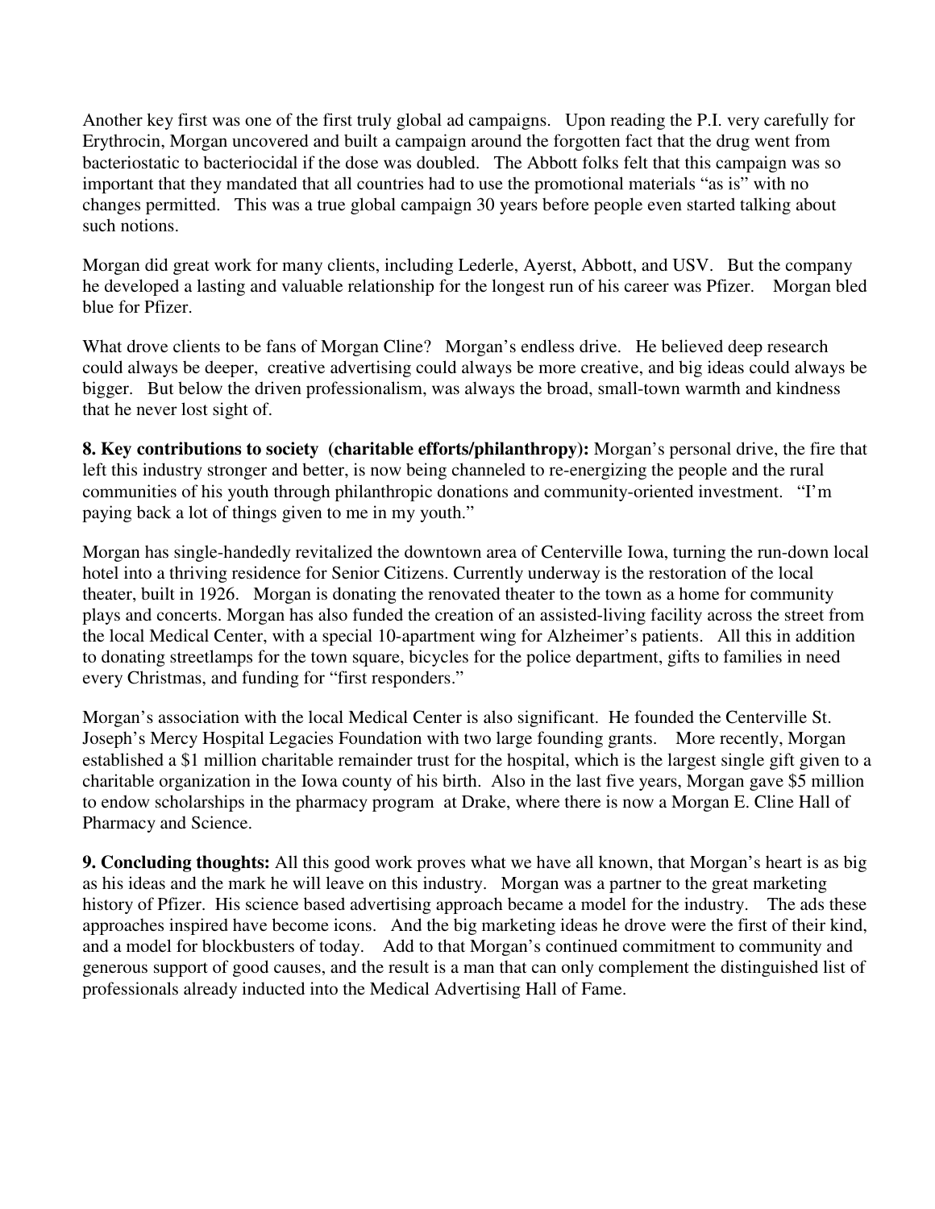Another key first was one of the first truly global ad campaigns. Upon reading the P.I. very carefully for Erythrocin, Morgan uncovered and built a campaign around the forgotten fact that the drug went from bacteriostatic to bacteriocidal if the dose was doubled. The Abbott folks felt that this campaign was so important that they mandated that all countries had to use the promotional materials "as is" with no changes permitted. This was a true global campaign 30 years before people even started talking about such notions.

Morgan did great work for many clients, including Lederle, Ayerst, Abbott, and USV. But the company he developed a lasting and valuable relationship for the longest run of his career was Pfizer. Morgan bled blue for Pfizer.

What drove clients to be fans of Morgan Cline? Morgan's endless drive. He believed deep research could always be deeper, creative advertising could always be more creative, and big ideas could always be bigger. But below the driven professionalism, was always the broad, small-town warmth and kindness that he never lost sight of.

**8. Key contributions to society (charitable efforts/philanthropy):** Morgan's personal drive, the fire that left this industry stronger and better, is now being channeled to re-energizing the people and the rural communities of his youth through philanthropic donations and community-oriented investment. "I'm paying back a lot of things given to me in my youth."

Morgan has single-handedly revitalized the downtown area of Centerville Iowa, turning the run-down local hotel into a thriving residence for Senior Citizens. Currently underway is the restoration of the local theater, built in 1926. Morgan is donating the renovated theater to the town as a home for community plays and concerts. Morgan has also funded the creation of an assisted-living facility across the street from the local Medical Center, with a special 10-apartment wing for Alzheimer's patients. All this in addition to donating streetlamps for the town square, bicycles for the police department, gifts to families in need every Christmas, and funding for "first responders."

Morgan's association with the local Medical Center is also significant. He founded the Centerville St. Joseph's Mercy Hospital Legacies Foundation with two large founding grants. More recently, Morgan established a $1 million charitable remainder trust for the hospital, which is the largest single gift given to a charitable organization in the Iowa county of his birth. Also in the last five years, Morgan gave $5 million to endow scholarships in the pharmacy program at Drake, where there is now a Morgan E. Cline Hall of Pharmacy and Science.

**9. Concluding thoughts:** All this good work proves what we have all known, that Morgan's heart is as big as his ideas and the mark he will leave on this industry. Morgan was a partner to the great marketing history of Pfizer. His science based advertising approach became a model for the industry. The ads these approaches inspired have become icons. And the big marketing ideas he drove were the first of their kind, and a model for blockbusters of today. Add to that Morgan's continued commitment to community and generous support of good causes, and the result is a man that can only complement the distinguished list of professionals already inducted into the Medical Advertising Hall of Fame.